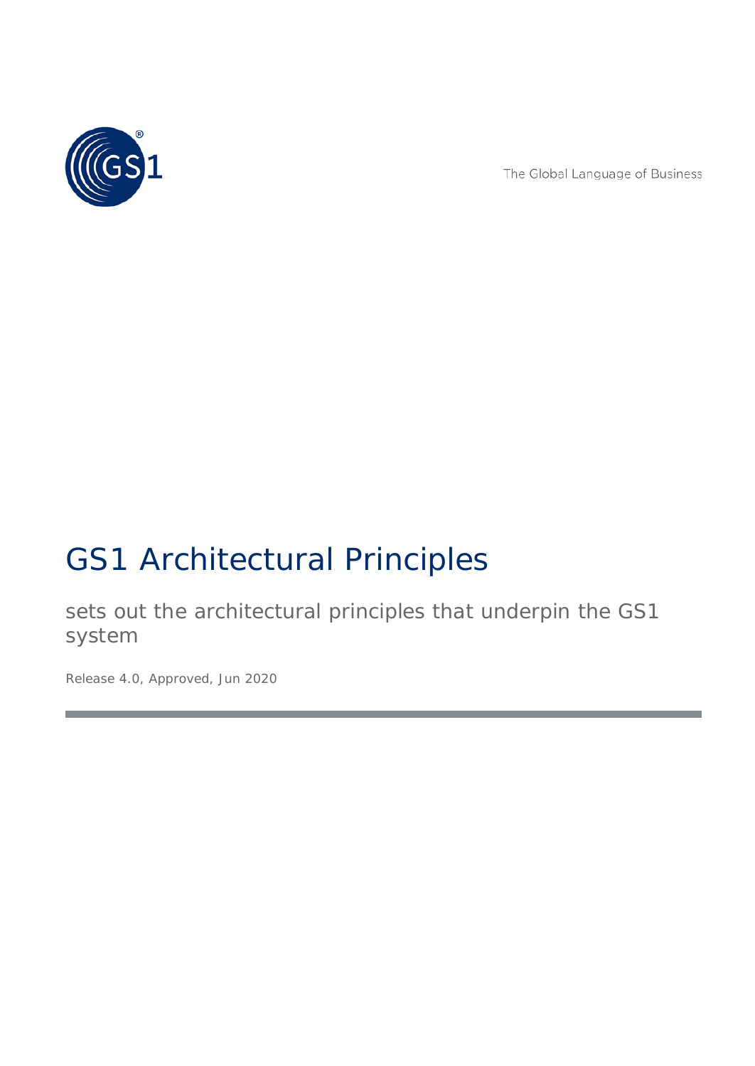The Global Language of Business

# GS1 Architectural Principles

sets out the architectural principles that underpin the GS1 system

Release 4.0, Approved, Jun 2020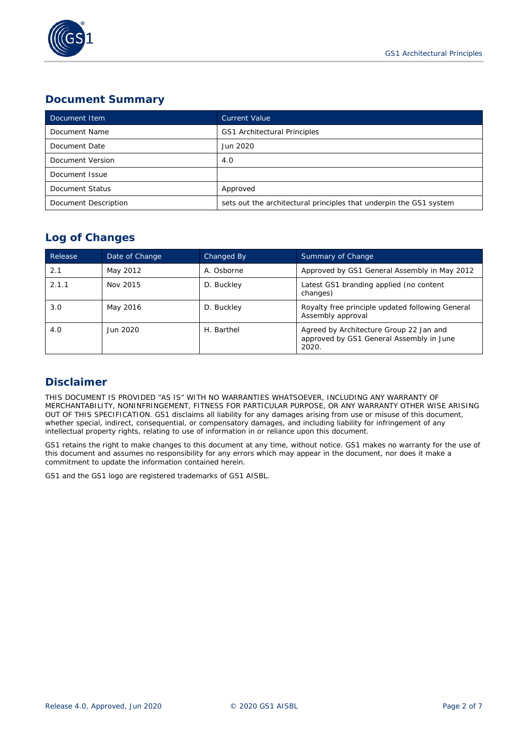## Document Summary

| Document Item | Current Value |
| --- | --- |
| Document Name | GS1 Architectural Principles |
| Document Date | Jun 2020 |
| Document Version | 4.0 |
| Document Issue | |
| Document Status | Approved |
| Document Description | sets out the architectural principles that underpin the GS1 system |

## Log of Changes

| Release | Date of Change | Changed By | Summary of Change |
| --- | --- | --- | --- |
| 2.1 | May 2012 | A. Osborne | Approved by GS1 General Assembly in May 2012 |
| 2.1.1 | Nov 2015 | D. Buckley | Latest GS1 branding applied (no content changes) |
| 3.0 | May 2016 | D. Buckley | Royalty free principle updated following General Assembly approval |
| 4.0 | Jun 2020 | H. Barthel | Agreed by Architecture Group 22 Jan and approved by GS1 General Assembly in June 2020. |

## Disclaimer

THIS DOCUMENT IS PROVIDED "AS IS" WITH NO WARRANTIES WHATSOEVER, INCLUDING ANY WARRANTY OF MERCHANTABILITY, NONINFRINGEMENT, FITNESS FOR PARTICULAR PURPOSE, OR ANY WARRANTY OTHER WISE ARISING OUT OF THIS SPECIFICATION. GS1 disclaims all liability for any damages arising from use or misuse of this document, whether special, indirect, consequential, or compensatory damages, and including liability for infringement of any intellectual property rights, relating to use of information in or reliance upon this document.

GS1 retains the right to make changes to this document at any time, without notice. GS1 makes no warranty for the use of this document and assumes no responsibility for any errors which may appear in the document, nor does it make a commitment to update the information contained herein.

GS1 and the GS1 logo are registered trademarks of GS1 AISBL.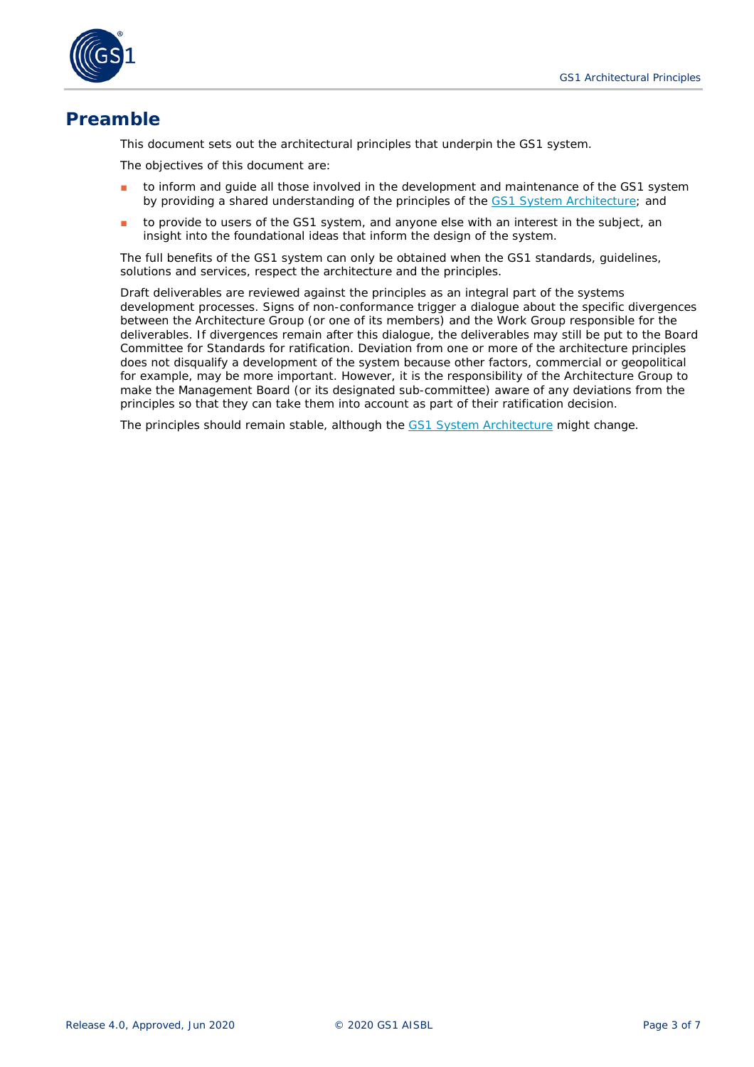# Preamble

This document sets out the architectural principles that underpin the GS1 system.

The objectives of this document are:

- to inform and guide all those involved in the development and maintenance of the GS1 system by providing a shared understanding of the principles of the GS1 System Architecture; and
- to provide to users of the GS1 system, and anyone else with an interest in the subject, an insight into the foundational ideas that inform the design of the system.

The full benefits of the GS1 system can only be obtained when the GS1 standards, guidelines, solutions and services, respect the architecture and the principles.

Draft deliverables are reviewed against the principles as an integral part of the systems development processes. Signs of non-conformance trigger a dialogue about the specific divergences between the Architecture Group (or one of its members) and the Work Group responsible for the deliverables. If divergences remain after this dialogue, the deliverables may still be put to the Board Committee for Standards for ratification. Deviation from one or more of the architecture principles does not disqualify a development of the system because other factors, commercial or geopolitical for example, may be more important. However, it is the responsibility of the Architecture Group to make the Management Board (or its designated sub-committee) aware of any deviations from the principles so that they can take them into account as part of their ratification decision.

The principles should remain stable, although the GS1 System Architecture might change.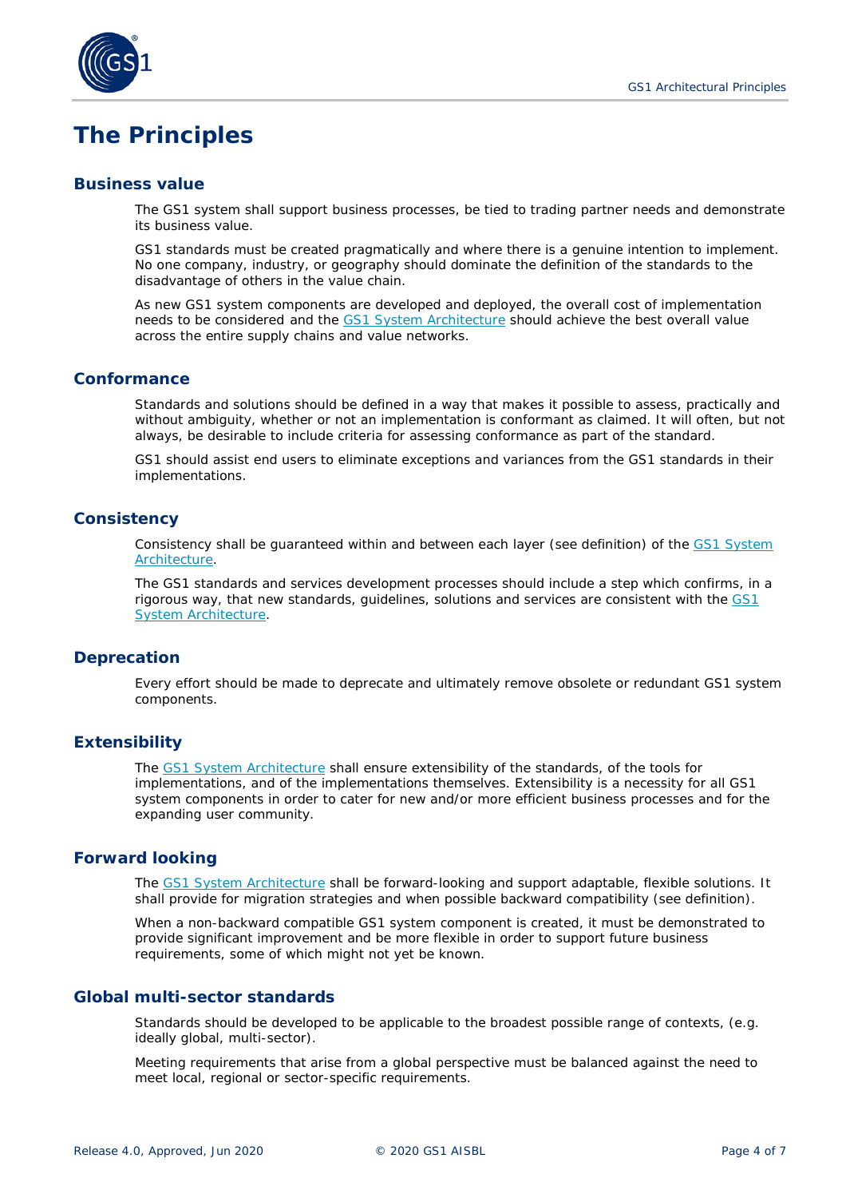# The Principles

## Business value

The GS1 system shall support business processes, be tied to trading partner needs and demonstrate its business value.

GS1 standards must be created pragmatically and where there is a genuine intention to implement. No one company, industry, or geography should dominate the definition of the standards to the disadvantage of others in the value chain.

As new GS1 system components are developed and deployed, the overall cost of implementation needs to be considered and the GS1 System Architecture should achieve the best overall value across the entire supply chains and value networks.

## Conformance

Standards and solutions should be defined in a way that makes it possible to assess, practically and without ambiguity, whether or not an implementation is conformant as claimed. It will often, but not always, be desirable to include criteria for assessing conformance as part of the standard.

GS1 should assist end users to eliminate exceptions and variances from the GS1 standards in their implementations.

## Consistency

Consistency shall be guaranteed within and between each layer (see definition) of the GS1 System Architecture.

The GS1 standards and services development processes should include a step which confirms, in a rigorous way, that new standards, guidelines, solutions and services are consistent with the GS1 System Architecture.

## Deprecation

Every effort should be made to deprecate and ultimately remove obsolete or redundant GS1 system components.

## Extensibility

The GS1 System Architecture shall ensure extensibility of the standards, of the tools for implementations, and of the implementations themselves. Extensibility is a necessity for all GS1 system components in order to cater for new and/or more efficient business processes and for the expanding user community.

## Forward looking

The GS1 System Architecture shall be forward-looking and support adaptable, flexible solutions. It shall provide for migration strategies and when possible backward compatibility (see definition).

When a non-backward compatible GS1 system component is created, it must be demonstrated to provide significant improvement and be more flexible in order to support future business requirements, some of which might not yet be known.

## Global multi-sector standards

Standards should be developed to be applicable to the broadest possible range of contexts, (e.g. ideally global, multi-sector).

Meeting requirements that arise from a global perspective must be balanced against the need to meet local, regional or sector-specific requirements.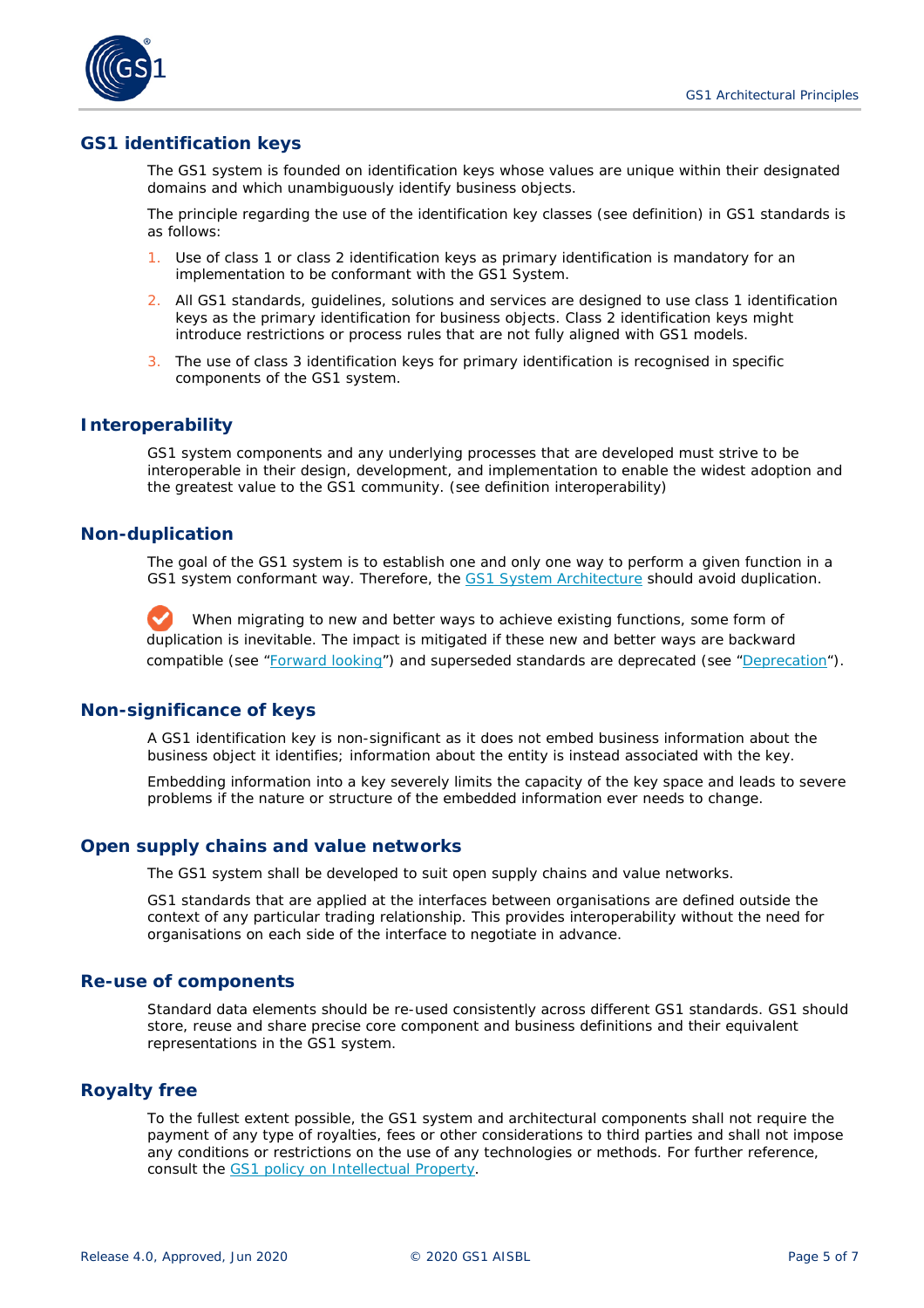## GS1 identification keys

The GS1 system is founded on identification keys whose values are unique within their designated domains and which unambiguously identify business objects.

The principle regarding the use of the identification key classes (see definition) in GS1 standards is as follows:

1. Use of class 1 or class 2 identification keys as primary identification is mandatory for an implementation to be conformant with the GS1 System.
2. All GS1 standards, guidelines, solutions and services are designed to use class 1 identification keys as the primary identification for business objects. Class 2 identification keys might introduce restrictions or process rules that are not fully aligned with GS1 models.
3. The use of class 3 identification keys for primary identification is recognised in specific components of the GS1 system.

## Interoperability

GS1 system components and any underlying processes that are developed must strive to be interoperable in their design, development, and implementation to enable the widest adoption and the greatest value to the GS1 community. (see definition interoperability)

## Non-duplication

The goal of the GS1 system is to establish one and only one way to perform a given function in a GS1 system conformant way. Therefore, the GS1 System Architecture should avoid duplication.

When migrating to new and better ways to achieve existing functions, some form of duplication is inevitable. The impact is mitigated if these new and better ways are backward compatible (see "Forward looking") and superseded standards are deprecated (see "Deprecation").

## Non-significance of keys

A GS1 identification key is non-significant as it does not embed business information about the business object it identifies; information about the entity is instead associated with the key.

Embedding information into a key severely limits the capacity of the key space and leads to severe problems if the nature or structure of the embedded information ever needs to change.

## Open supply chains and value networks

The GS1 system shall be developed to suit open supply chains and value networks.

GS1 standards that are applied at the interfaces between organisations are defined outside the context of any particular trading relationship. This provides interoperability without the need for organisations on each side of the interface to negotiate in advance.

## Re-use of components

Standard data elements should be re-used consistently across different GS1 standards. GS1 should store, reuse and share precise core component and business definitions and their equivalent representations in the GS1 system.

## Royalty free

To the fullest extent possible, the GS1 system and architectural components shall not require the payment of any type of royalties, fees or other considerations to third parties and shall not impose any conditions or restrictions on the use of any technologies or methods. For further reference, consult the GS1 policy on Intellectual Property.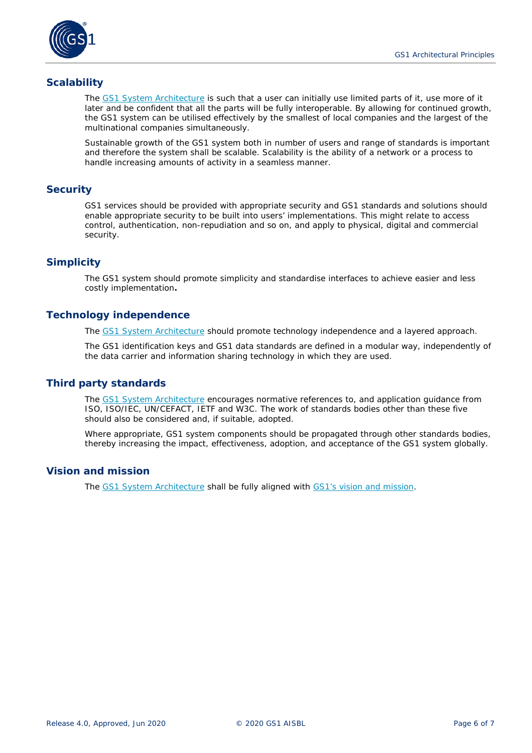## Scalability

The [GS1 System Architecture](https://www.gs1.org/standards/gs1-system-architecture) is such that a user can initially use limited parts of it, use more of it later and be confident that all the parts will be fully interoperable. By allowing for continued growth, the GS1 system can be utilised effectively by the smallest of local companies and the largest of the multinational companies simultaneously.

Sustainable growth of the GS1 system both in number of users and range of standards is important and therefore the system shall be scalable. Scalability is the ability of a network or a process to handle increasing amounts of activity in a seamless manner.

## Security

GS1 services should be provided with appropriate security and GS1 standards and solutions should enable appropriate security to be built into users' implementations. This might relate to access control, authentication, non-repudiation and so on, and apply to physical, digital and commercial security.

## Simplicity

The GS1 system should promote simplicity and standardise interfaces to achieve easier and less costly implementation**.**

## Technology independence

The [GS1 System Architecture](https://www.gs1.org/standards/gs1-system-architecture) should promote technology independence and a layered approach.

The GS1 identification keys and GS1 data standards are defined in a modular way, independently of the data carrier and information sharing technology in which they are used.

## Third party standards

The [GS1 System Architecture](https://www.gs1.org/standards/gs1-system-architecture) encourages normative references to, and application guidance from ISO, ISO/IEC, UN/CEFACT, IETF and W3C. The work of standards bodies other than these five should also be considered and, if suitable, adopted.

Where appropriate, GS1 system components should be propagated through other standards bodies, thereby increasing the impact, effectiveness, adoption, and acceptance of the GS1 system globally.

## Vision and mission

The [GS1 System Architecture](https://www.gs1.org/standards/gs1-system-architecture) shall be fully aligned with [GS1's vision and mission](https://www.gs1.org/about/vision-mission).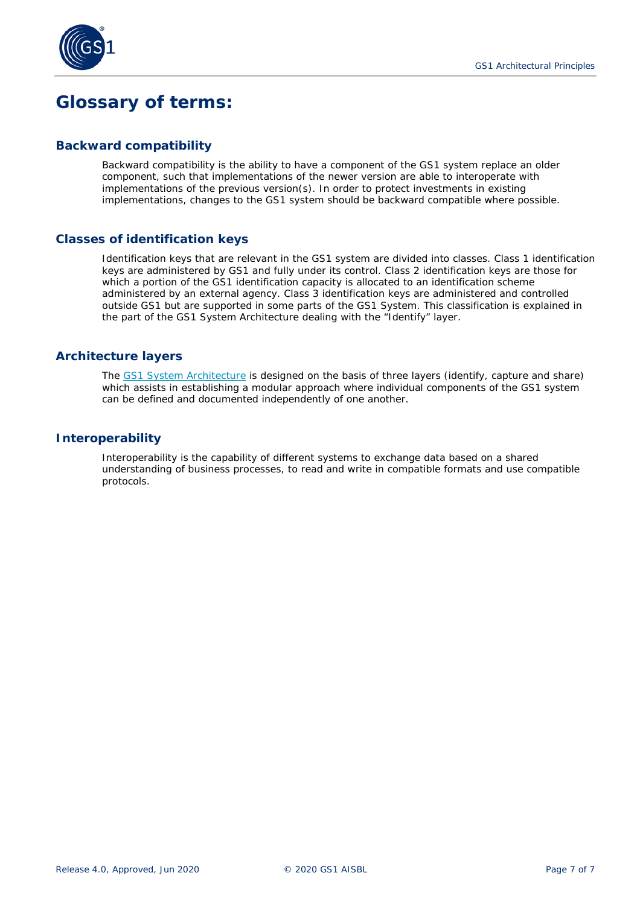# Glossary of terms:

## Backward compatibility

Backward compatibility is the ability to have a component of the GS1 system replace an older component, such that implementations of the newer version are able to interoperate with implementations of the previous version(s). In order to protect investments in existing implementations, changes to the GS1 system should be backward compatible where possible.

## Classes of identification keys

Identification keys that are relevant in the GS1 system are divided into classes. Class 1 identification keys are administered by GS1 and fully under its control. Class 2 identification keys are those for which a portion of the GS1 identification capacity is allocated to an identification scheme administered by an external agency. Class 3 identification keys are administered and controlled outside GS1 but are supported in some parts of the GS1 System. This classification is explained in the part of the GS1 System Architecture dealing with the “Identify” layer.

## Architecture layers

The GS1 System Architecture is designed on the basis of three layers (identify, capture and share) which assists in establishing a modular approach where individual components of the GS1 system can be defined and documented independently of one another.

## Interoperability

Interoperability is the capability of different systems to exchange data based on a shared understanding of business processes, to read and write in compatible formats and use compatible protocols.